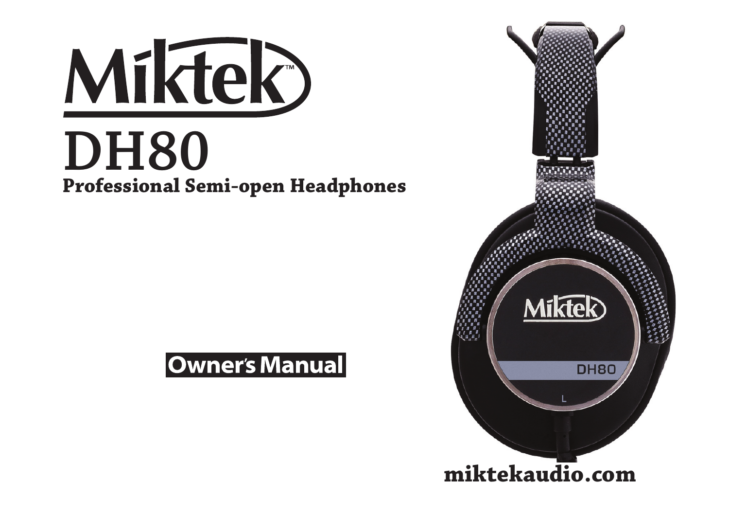# Miktek™

# DH80

## Professional Semi-open Headphones

**Owner's Manual**

**miktekaudio.com**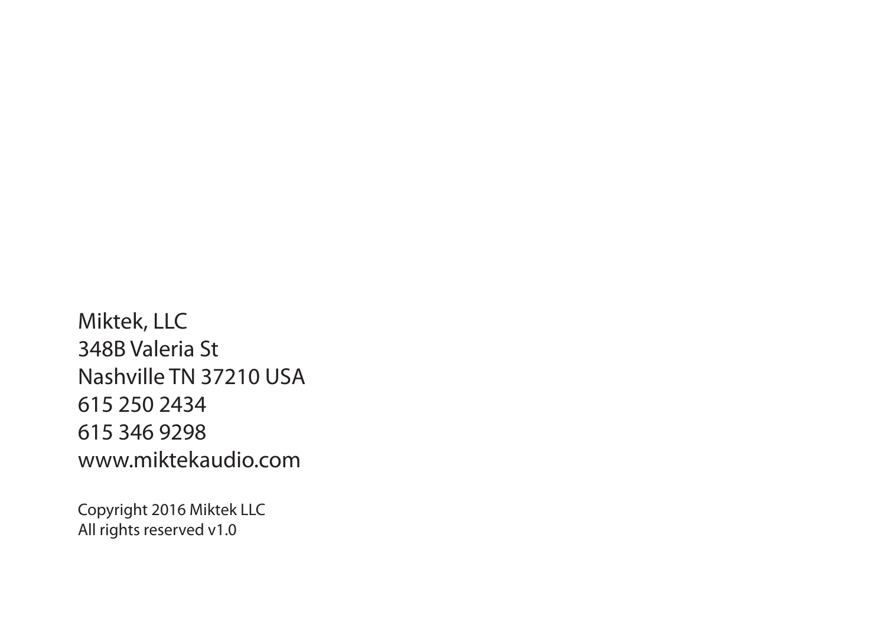Miktek, LLC
348B Valeria St
Nashville TN 37210 USA
615 250 2434
615 346 9298
www.miktekaudio.com

Copyright 2016 Miktek LLC
All rights reserved v1.0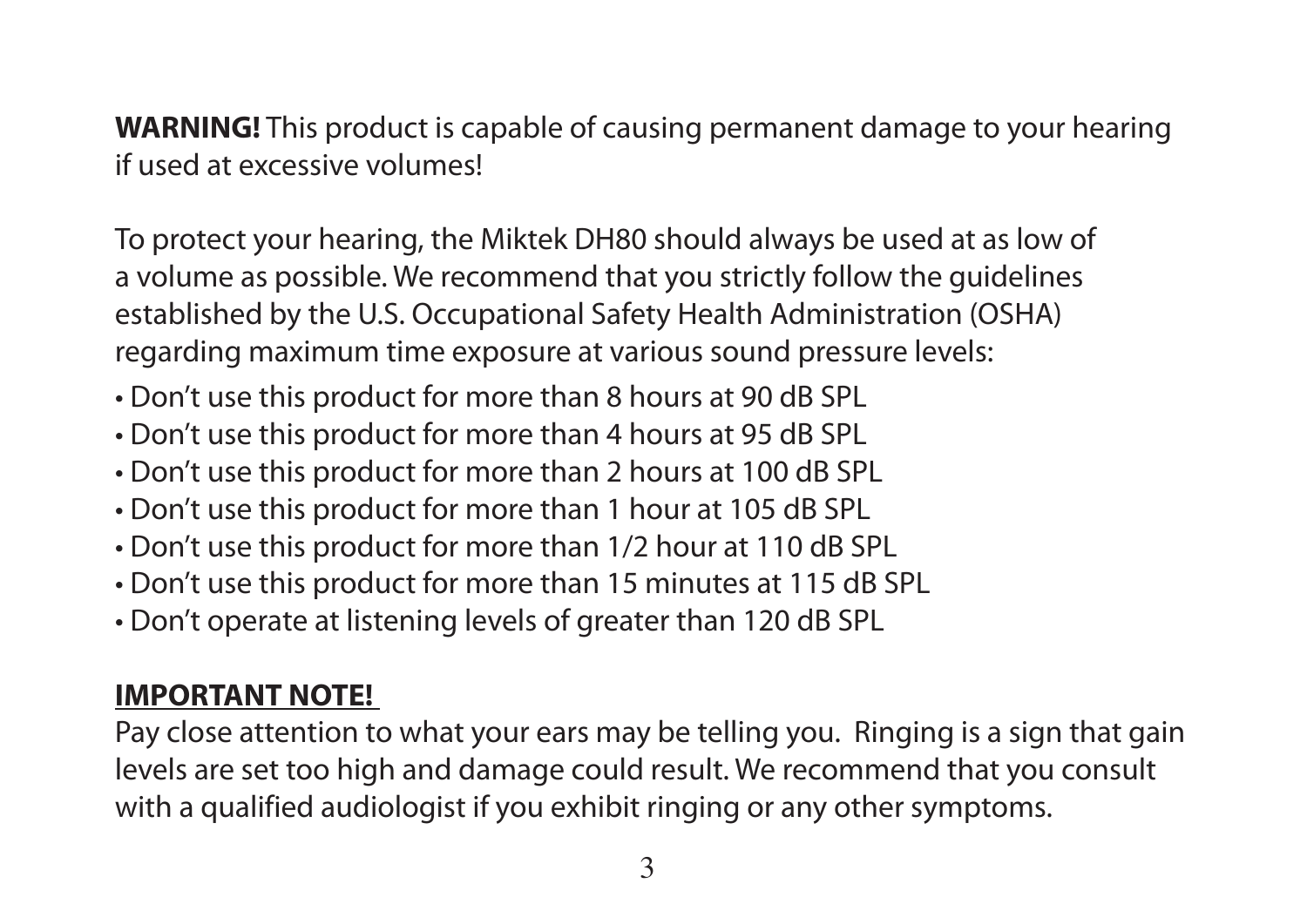**WARNING!** This product is capable of causing permanent damage to your hearing if used at excessive volumes!

To protect your hearing, the Miktek DH80 should always be used at as low of a volume as possible. We recommend that you strictly follow the guidelines established by the U.S. Occupational Safety Health Administration (OSHA) regarding maximum time exposure at various sound pressure levels:

- Don't use this product for more than 8 hours at 90 dB SPL
- Don't use this product for more than 4 hours at 95 dB SPL
- Don't use this product for more than 2 hours at 100 dB SPL
- Don't use this product for more than 1 hour at 105 dB SPL
- Don't use this product for more than 1/2 hour at 110 dB SPL
- Don't use this product for more than 15 minutes at 115 dB SPL
- Don't operate at listening levels of greater than 120 dB SPL

**IMPORTANT NOTE!**

Pay close attention to what your ears may be telling you. Ringing is a sign that gain levels are set too high and damage could result. We recommend that you consult with a qualified audiologist if you exhibit ringing or any other symptoms.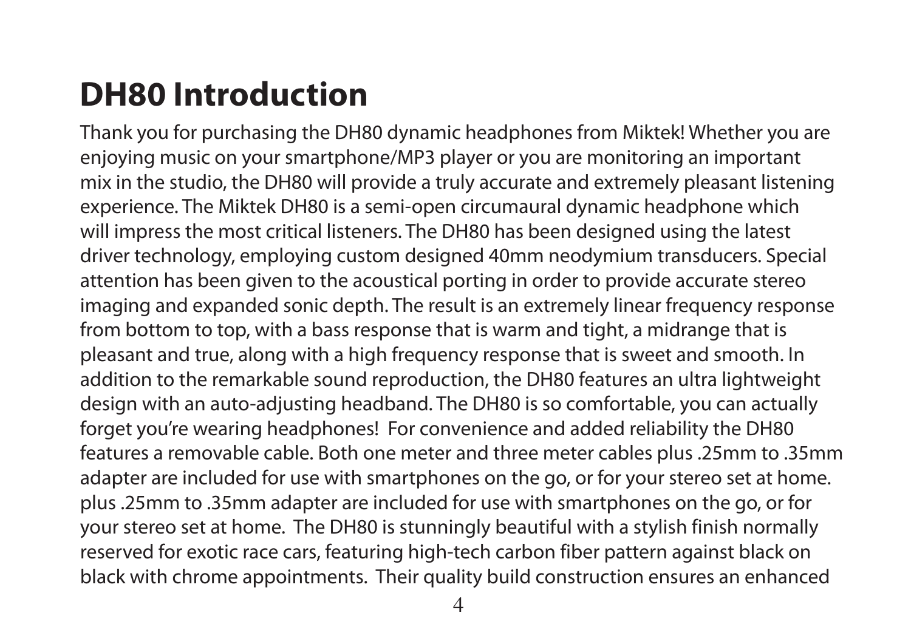# DH80 Introduction

Thank you for purchasing the DH80 dynamic headphones from Miktek! Whether you are enjoying music on your smartphone/MP3 player or you are monitoring an important mix in the studio, the DH80 will provide a truly accurate and extremely pleasant listening experience. The Miktek DH80 is a semi-open circumaural dynamic headphone which will impress the most critical listeners. The DH80 has been designed using the latest driver technology, employing custom designed 40mm neodymium transducers. Special attention has been given to the acoustical porting in order to provide accurate stereo imaging and expanded sonic depth. The result is an extremely linear frequency response from bottom to top, with a bass response that is warm and tight, a midrange that is pleasant and true, along with a high frequency response that is sweet and smooth. In addition to the remarkable sound reproduction, the DH80 features an ultra lightweight design with an auto-adjusting headband. The DH80 is so comfortable, you can actually forget you're wearing headphones! For convenience and added reliability the DH80 features a removable cable. Both one meter and three meter cables plus .25mm to .35mm adapter are included for use with smartphones on the go, or for your stereo set at home. plus .25mm to .35mm adapter are included for use with smartphones on the go, or for your stereo set at home. The DH80 is stunningly beautiful with a stylish finish normally reserved for exotic race cars, featuring high-tech carbon fiber pattern against black on black with chrome appointments. Their quality build construction ensures an enhanced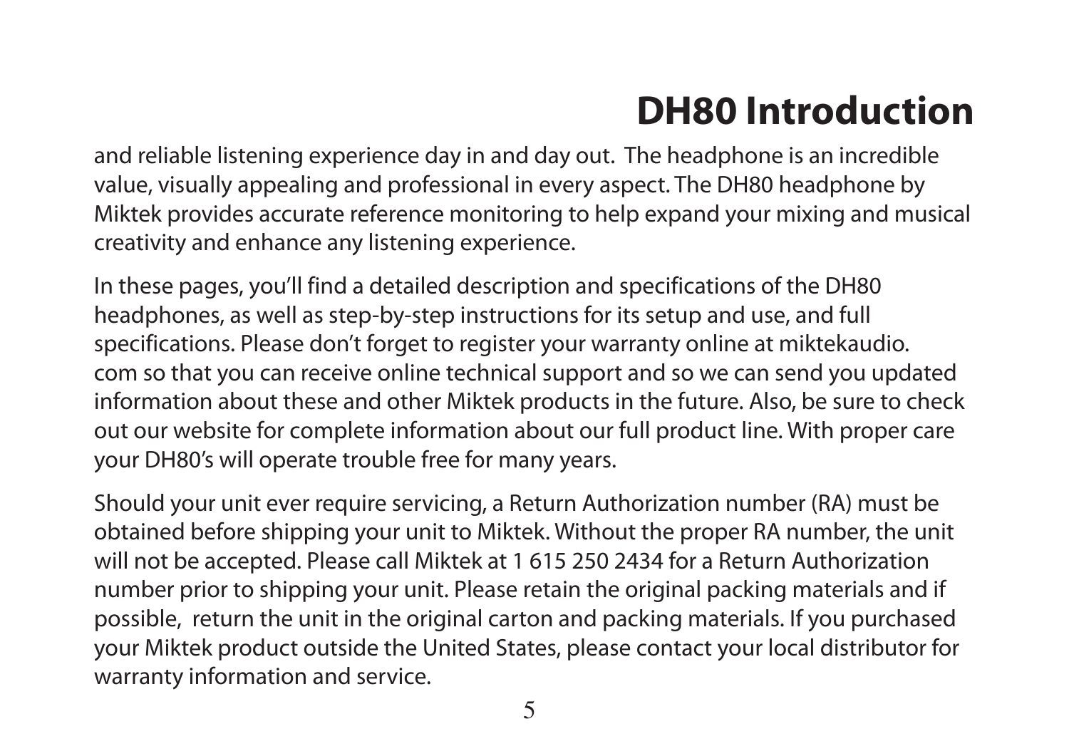# DH80 Introduction

and reliable listening experience day in and day out. The headphone is an incredible value, visually appealing and professional in every aspect. The DH80 headphone by Miktek provides accurate reference monitoring to help expand your mixing and musical creativity and enhance any listening experience.

In these pages, you'll find a detailed description and specifications of the DH80 headphones, as well as step-by-step instructions for its setup and use, and full specifications. Please don't forget to register your warranty online at miktekaudio.com so that you can receive online technical support and so we can send you updated information about these and other Miktek products in the future. Also, be sure to check out our website for complete information about our full product line. With proper care your DH80's will operate trouble free for many years.

Should your unit ever require servicing, a Return Authorization number (RA) must be obtained before shipping your unit to Miktek. Without the proper RA number, the unit will not be accepted. Please call Miktek at 1 615 250 2434 for a Return Authorization number prior to shipping your unit. Please retain the original packing materials and if possible, return the unit in the original carton and packing materials. If you purchased your Miktek product outside the United States, please contact your local distributor for warranty information and service.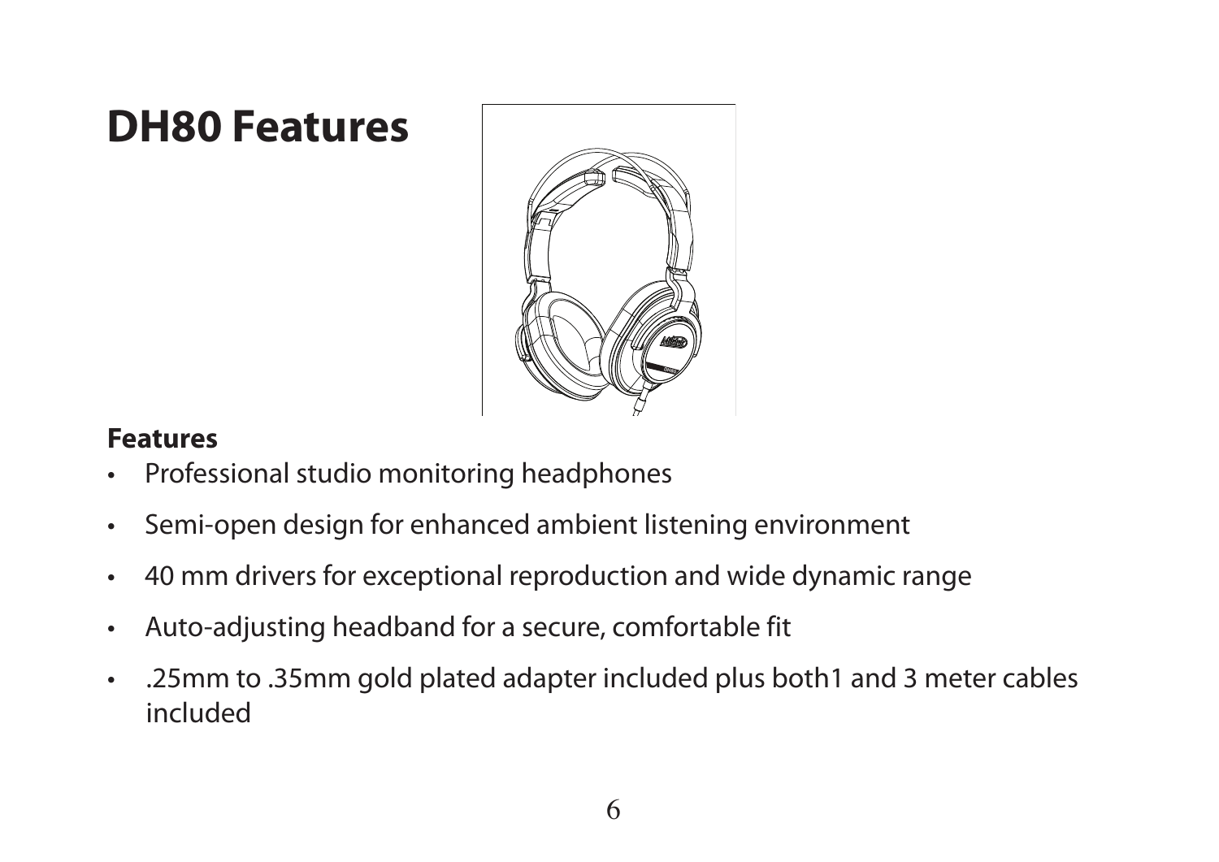# DH80 Features

**Features**

- Professional studio monitoring headphones
- Semi-open design for enhanced ambient listening environment
- 40 mm drivers for exceptional reproduction and wide dynamic range
- Auto-adjusting headband for a secure, comfortable fit
- .25mm to .35mm gold plated adapter included plus both1 and 3 meter cables included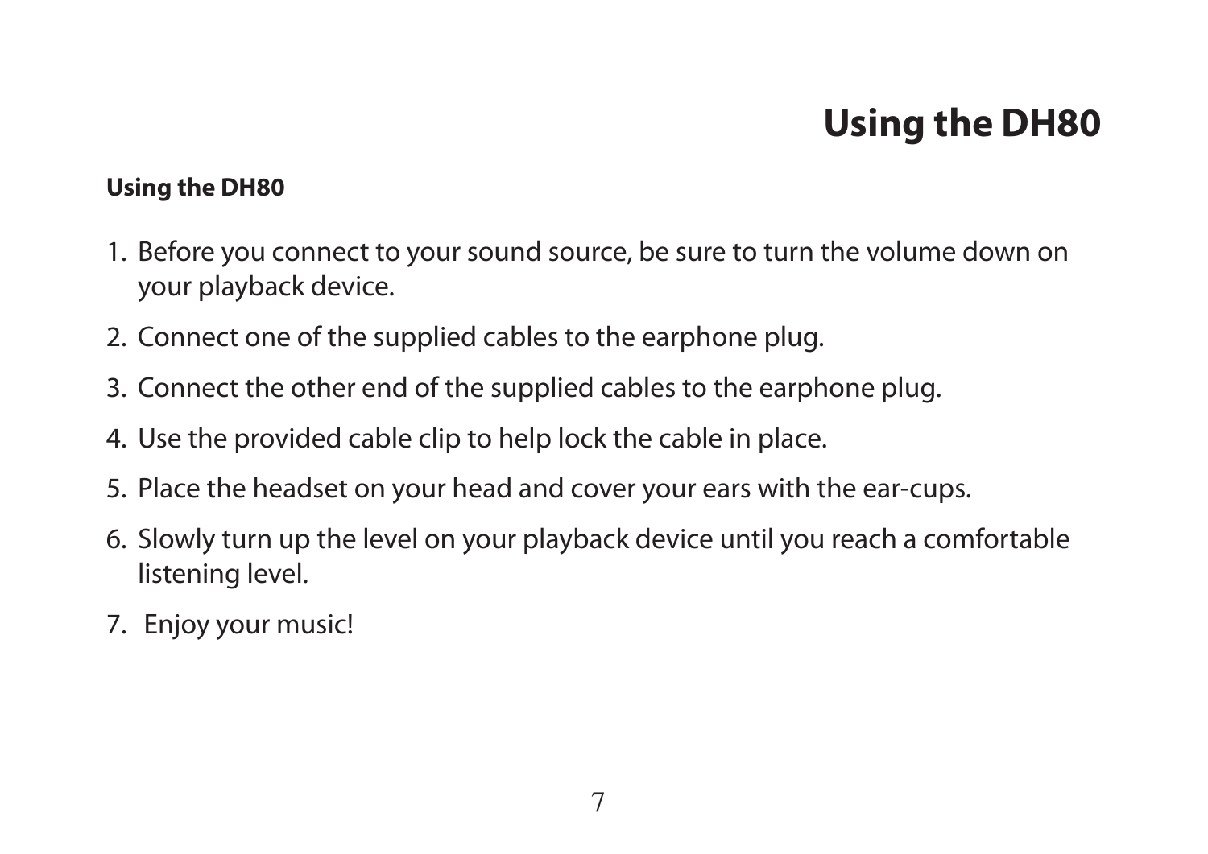# Using the DH80

**Using the DH80**

1. Before you connect to your sound source, be sure to turn the volume down on your playback device.
2. Connect one of the supplied cables to the earphone plug.
3. Connect the other end of the supplied cables to the earphone plug.
4. Use the provided cable clip to help lock the cable in place.
5. Place the headset on your head and cover your ears with the ear-cups.
6. Slowly turn up the level on your playback device until you reach a comfortable listening level.
7. Enjoy your music!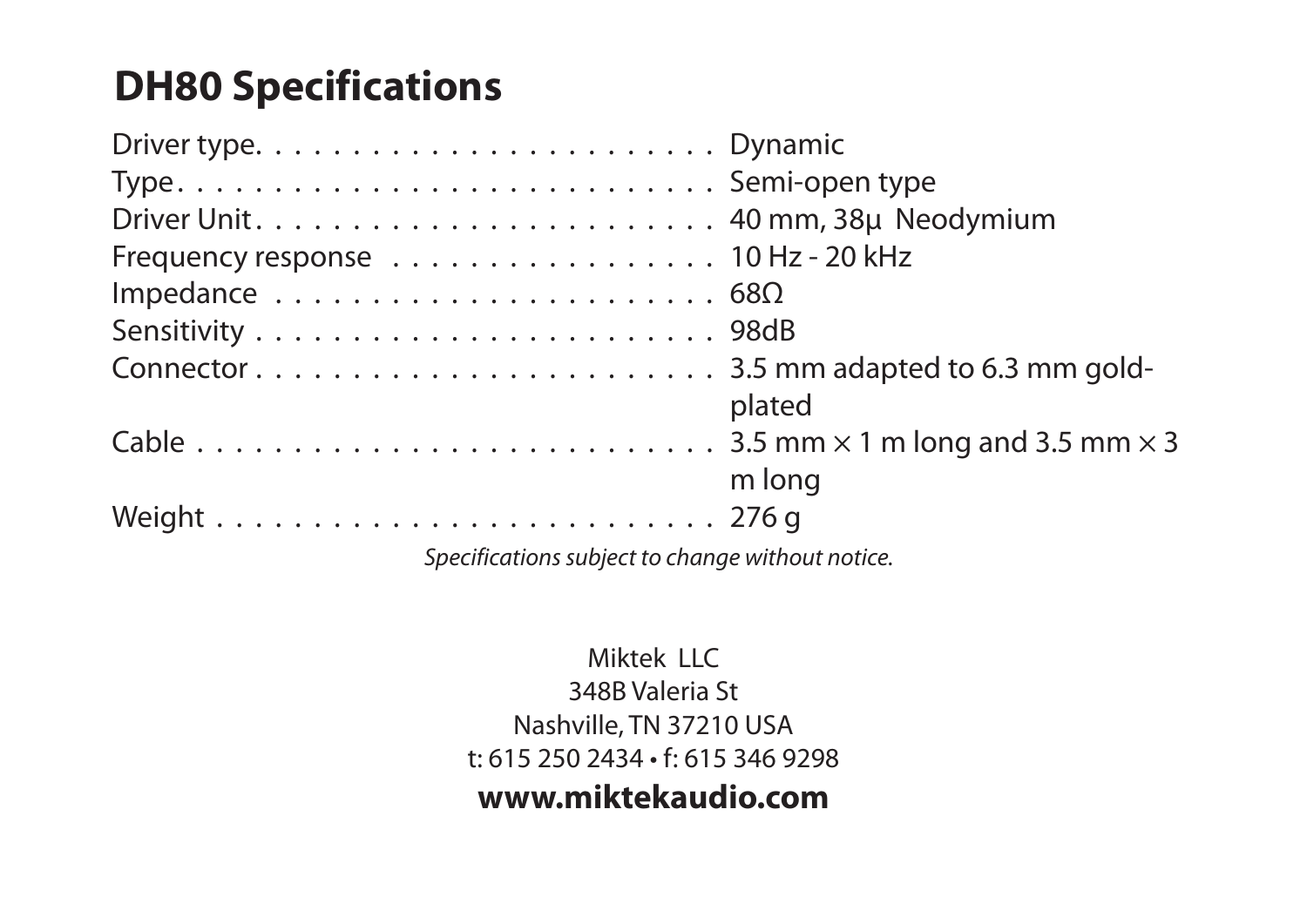# DH80 Specifications

| | |
|---|---|
| Driver type | Dynamic |
| Type | Semi-open type |
| Driver Unit | 40 mm, 38μ Neodymium |
| Frequency response | 10 Hz - 20 kHz |
| Impedance | 68Ω |
| Sensitivity | 98dB |
| Connector | 3.5 mm adapted to 6.3 mm gold-plated |
| Cable | 3.5 mm × 1 m long and 3.5 mm × 3 m long |
| Weight | 276 g |

*Specifications subject to change without notice.*

Miktek LLC
348B Valeria St
Nashville, TN 37210 USA
t: 615 250 2434 • f: 615 346 9298

**www.miktekaudio.com**